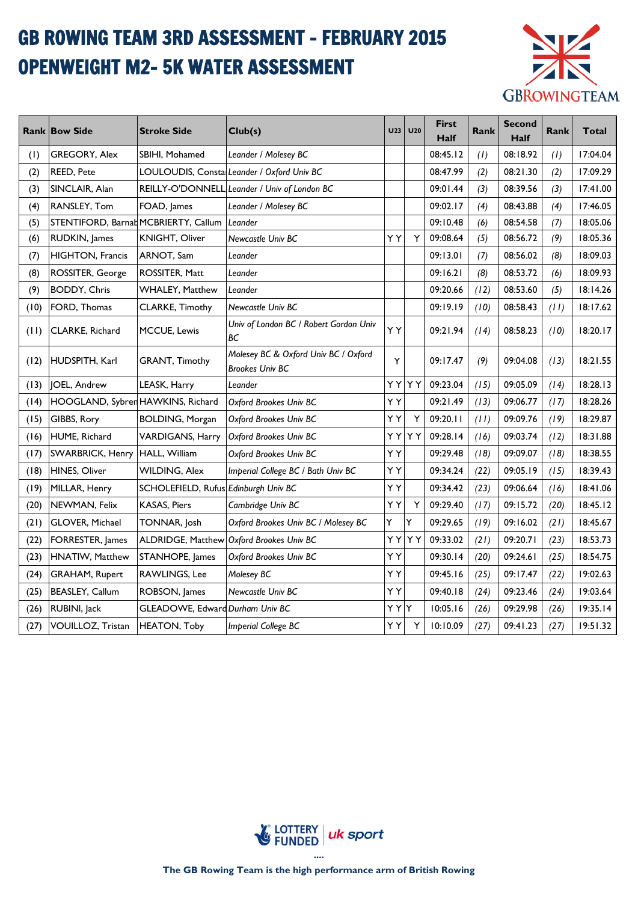# GB ROWING TEAM 3RD ASSESSMENT - FEBRUARY 2015

# OPENWEIGHT M2- 5K WATER ASSESSMENT

| Rank | Bow Side | Stroke Side | Club(s) | U23 | U20 | First Half | Rank | Second Half | Rank | Total |
|---|---|---|---|---|---|---|---|---|---|---|
| (1) | GREGORY, Alex | SBIHI, Mohamed | *Leander / Molesey BC* | | | 08:45.12 | *(1)* | 08:18.92 | *(1)* | 17:04.04 |
| (2) | REED, Pete | LOULOUDIS, Consta | *Leander / Oxford Univ BC* | | | 08:47.99 | *(2)* | 08:21.30 | *(2)* | 17:09.29 |
| (3) | SINCLAIR, Alan | REILLY-O'DONNELL | *Leander / Univ of London BC* | | | 09:01.44 | *(3)* | 08:39.56 | *(3)* | 17:41.00 |
| (4) | RANSLEY, Tom | FOAD, James | *Leander / Molesey BC* | | | 09:02.17 | *(4)* | 08:43.88 | *(4)* | 17:46.05 |
| (5) | STENTIFORD, Barnab | MCBRIERTY, Callum | *Leander* | | | 09:10.48 | *(6)* | 08:54.58 | *(7)* | 18:05.06 |
| (6) | RUDKIN, James | KNIGHT, Oliver | *Newcastle Univ BC* | Y Y | Y | 09:08.64 | *(5)* | 08:56.72 | *(9)* | 18:05.36 |
| (7) | HIGHTON, Francis | ARNOT, Sam | *Leander* | | | 09:13.01 | *(7)* | 08:56.02 | *(8)* | 18:09.03 |
| (8) | ROSSITER, George | ROSSITER, Matt | *Leander* | | | 09:16.21 | *(8)* | 08:53.72 | *(6)* | 18:09.93 |
| (9) | BODDY, Chris | WHALEY, Matthew | *Leander* | | | 09:20.66 | *(12)* | 08:53.60 | *(5)* | 18:14.26 |
| (10) | FORD, Thomas | CLARKE, Timothy | *Newcastle Univ BC* | | | 09:19.19 | *(10)* | 08:58.43 | *(11)* | 18:17.62 |
| (11) | CLARKE, Richard | MCCUE, Lewis | *Univ of London BC / Robert Gordon Univ BC* | Y Y | | 09:21.94 | *(14)* | 08:58.23 | *(10)* | 18:20.17 |
| (12) | HUDSPITH, Karl | GRANT, Timothy | *Molesey BC & Oxford Univ BC / Oxford Brookes Univ BC* | Y | | 09:17.47 | *(9)* | 09:04.08 | *(13)* | 18:21.55 |
| (13) | JOEL, Andrew | LEASK, Harry | *Leander* | Y Y | Y Y | 09:23.04 | *(15)* | 09:05.09 | *(14)* | 18:28.13 |
| (14) | HOOGLAND, Sybren | HAWKINS, Richard | *Oxford Brookes Univ BC* | Y Y | | 09:21.49 | *(13)* | 09:06.77 | *(17)* | 18:28.26 |
| (15) | GIBBS, Rory | BOLDING, Morgan | *Oxford Brookes Univ BC* | Y Y | Y | 09:20.11 | *(11)* | 09:09.76 | *(19)* | 18:29.87 |
| (16) | HUME, Richard | VARDIGANS, Harry | *Oxford Brookes Univ BC* | Y Y | Y Y | 09:28.14 | *(16)* | 09:03.74 | *(12)* | 18:31.88 |
| (17) | SWARBRICK, Henry | HALL, William | *Oxford Brookes Univ BC* | Y Y | | 09:29.48 | *(18)* | 09:09.07 | *(18)* | 18:38.55 |
| (18) | HINES, Oliver | WILDING, Alex | *Imperial College BC / Bath Univ BC* | Y Y | | 09:34.24 | *(22)* | 09:05.19 | *(15)* | 18:39.43 |
| (19) | MILLAR, Henry | SCHOLEFIELD, Rufus | *Edinburgh Univ BC* | Y Y | | 09:34.42 | *(23)* | 09:06.64 | *(16)* | 18:41.06 |
| (20) | NEWMAN, Felix | KASAS, Piers | *Cambridge Univ BC* | Y Y | Y | 09:29.40 | *(17)* | 09:15.72 | *(20)* | 18:45.12 |
| (21) | GLOVER, Michael | TONNAR, Josh | *Oxford Brookes Univ BC / Molesey BC* | Y | Y | 09:29.65 | *(19)* | 09:16.02 | *(21)* | 18:45.67 |
| (22) | FORRESTER, James | ALDRIDGE, Matthew | *Oxford Brookes Univ BC* | Y Y | Y Y | 09:33.02 | *(21)* | 09:20.71 | *(23)* | 18:53.73 |
| (23) | HNATIW, Matthew | STANHOPE, James | *Oxford Brookes Univ BC* | Y Y | | 09:30.14 | *(20)* | 09:24.61 | *(25)* | 18:54.75 |
| (24) | GRAHAM, Rupert | RAWLINGS, Lee | *Molesey BC* | Y Y | | 09:45.16 | *(25)* | 09:17.47 | *(22)* | 19:02.63 |
| (25) | BEASLEY, Callum | ROBSON, James | *Newcastle Univ BC* | Y Y | | 09:40.18 | *(24)* | 09:23.46 | *(24)* | 19:03.64 |
| (26) | RUBINI, Jack | GLEADOWE, Edward | *Durham Univ BC* | Y Y | Y | 10:05.16 | *(26)* | 09:29.98 | *(26)* | 19:35.14 |
| (27) | VOUILLOZ, Tristan | HEATON, Toby | *Imperial College BC* | Y Y | Y | 10:10.09 | *(27)* | 09:41.23 | *(27)* | 19:51.32 |

LOTTERY FUNDED | uk sport

....

**The GB Rowing Team is the high performance arm of British Rowing**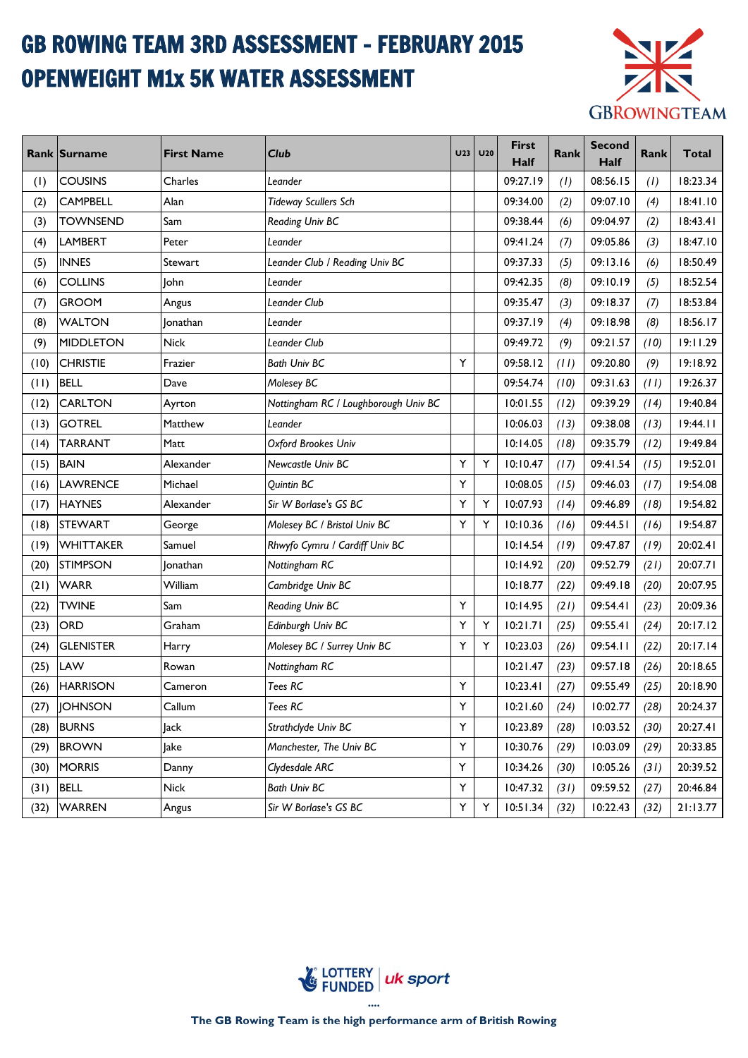# GB ROWING TEAM 3RD ASSESSMENT - FEBRUARY 2015
# OPENWEIGHT M1x 5K WATER ASSESSMENT

| Rank | Surname | First Name | Club | U23 | U20 | First Half | Rank | Second Half | Rank | Total |
|---|---|---|---|---|---|---|---|---|---|---|
| (1) | COUSINS | Charles | *Leander* | | | 09:27.19 | *(1)* | 08:56.15 | *(1)* | 18:23.34 |
| (2) | CAMPBELL | Alan | *Tideway Scullers Sch* | | | 09:34.00 | *(2)* | 09:07.10 | *(4)* | 18:41.10 |
| (3) | TOWNSEND | Sam | *Reading Univ BC* | | | 09:38.44 | *(6)* | 09:04.97 | *(2)* | 18:43.41 |
| (4) | LAMBERT | Peter | *Leander* | | | 09:41.24 | *(7)* | 09:05.86 | *(3)* | 18:47.10 |
| (5) | INNES | Stewart | *Leander Club / Reading Univ BC* | | | 09:37.33 | *(5)* | 09:13.16 | *(6)* | 18:50.49 |
| (6) | COLLINS | John | *Leander* | | | 09:42.35 | *(8)* | 09:10.19 | *(5)* | 18:52.54 |
| (7) | GROOM | Angus | *Leander Club* | | | 09:35.47 | *(3)* | 09:18.37 | *(7)* | 18:53.84 |
| (8) | WALTON | Jonathan | *Leander* | | | 09:37.19 | *(4)* | 09:18.98 | *(8)* | 18:56.17 |
| (9) | MIDDLETON | Nick | *Leander Club* | | | 09:49.72 | *(9)* | 09:21.57 | *(10)* | 19:11.29 |
| (10) | CHRISTIE | Frazier | *Bath Univ BC* | Y | | 09:58.12 | *(11)* | 09:20.80 | *(9)* | 19:18.92 |
| (11) | BELL | Dave | *Molesey BC* | | | 09:54.74 | *(10)* | 09:31.63 | *(11)* | 19:26.37 |
| (12) | CARLTON | Ayrton | *Nottingham RC / Loughborough Univ BC* | | | 10:01.55 | *(12)* | 09:39.29 | *(14)* | 19:40.84 |
| (13) | GOTREL | Matthew | *Leander* | | | 10:06.03 | *(13)* | 09:38.08 | *(13)* | 19:44.11 |
| (14) | TARRANT | Matt | *Oxford Brookes Univ* | | | 10:14.05 | *(18)* | 09:35.79 | *(12)* | 19:49.84 |
| (15) | BAIN | Alexander | *Newcastle Univ BC* | Y | Y | 10:10.47 | *(17)* | 09:41.54 | *(15)* | 19:52.01 |
| (16) | LAWRENCE | Michael | *Quintin BC* | Y | | 10:08.05 | *(15)* | 09:46.03 | *(17)* | 19:54.08 |
| (17) | HAYNES | Alexander | *Sir W Borlase's GS BC* | Y | Y | 10:07.93 | *(14)* | 09:46.89 | *(18)* | 19:54.82 |
| (18) | STEWART | George | *Molesey BC / Bristol Univ BC* | Y | Y | 10:10.36 | *(16)* | 09:44.51 | *(16)* | 19:54.87 |
| (19) | WHITTAKER | Samuel | *Rhwyfo Cymru / Cardiff Univ BC* | | | 10:14.54 | *(19)* | 09:47.87 | *(19)* | 20:02.41 |
| (20) | STIMPSON | Jonathan | *Nottingham RC* | | | 10:14.92 | *(20)* | 09:52.79 | *(21)* | 20:07.71 |
| (21) | WARR | William | *Cambridge Univ BC* | | | 10:18.77 | *(22)* | 09:49.18 | *(20)* | 20:07.95 |
| (22) | TWINE | Sam | *Reading Univ BC* | Y | | 10:14.95 | *(21)* | 09:54.41 | *(23)* | 20:09.36 |
| (23) | ORD | Graham | *Edinburgh Univ BC* | Y | Y | 10:21.71 | *(25)* | 09:55.41 | *(24)* | 20:17.12 |
| (24) | GLENISTER | Harry | *Molesey BC / Surrey Univ BC* | Y | Y | 10:23.03 | *(26)* | 09:54.11 | *(22)* | 20:17.14 |
| (25) | LAW | Rowan | *Nottingham RC* | | | 10:21.47 | *(23)* | 09:57.18 | *(26)* | 20:18.65 |
| (26) | HARRISON | Cameron | *Tees RC* | Y | | 10:23.41 | *(27)* | 09:55.49 | *(25)* | 20:18.90 |
| (27) | JOHNSON | Callum | *Tees RC* | Y | | 10:21.60 | *(24)* | 10:02.77 | *(28)* | 20:24.37 |
| (28) | BURNS | Jack | *Strathclyde Univ BC* | Y | | 10:23.89 | *(28)* | 10:03.52 | *(30)* | 20:27.41 |
| (29) | BROWN | Jake | *Manchester, The Univ BC* | Y | | 10:30.76 | *(29)* | 10:03.09 | *(29)* | 20:33.85 |
| (30) | MORRIS | Danny | *Clydesdale ARC* | Y | | 10:34.26 | *(30)* | 10:05.26 | *(31)* | 20:39.52 |
| (31) | BELL | Nick | *Bath Univ BC* | Y | | 10:47.32 | *(31)* | 09:59.52 | *(27)* | 20:46.84 |
| (32) | WARREN | Angus | *Sir W Borlase's GS BC* | Y | Y | 10:51.34 | *(32)* | 10:22.43 | *(32)* | 21:13.77 |

LOTTERY FUNDED | uk sport

....

**The GB Rowing Team is the high performance arm of British Rowing**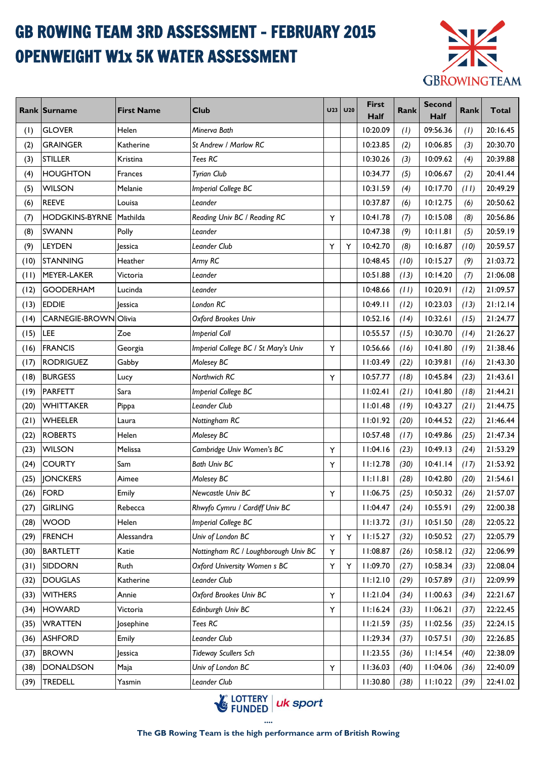# GB ROWING TEAM 3RD ASSESSMENT - FEBRUARY 2015

# OPENWEIGHT W1x 5K WATER ASSESSMENT

| Rank | Surname | First Name | Club | U23 | U20 | First Half | Rank | Second Half | Rank | Total |
|---|---|---|---|---|---|---|---|---|---|---|
| (1) | GLOVER | Helen | *Minerva Bath* | | | 10:20.09 | *(1)* | 09:56.36 | *(1)* | 20:16.45 |
| (2) | GRAINGER | Katherine | *St Andrew / Marlow RC* | | | 10:23.85 | *(2)* | 10:06.85 | *(3)* | 20:30.70 |
| (3) | STILLER | Kristina | *Tees RC* | | | 10:30.26 | *(3)* | 10:09.62 | *(4)* | 20:39.88 |
| (4) | HOUGHTON | Frances | *Tyrian Club* | | | 10:34.77 | *(5)* | 10:06.67 | *(2)* | 20:41.44 |
| (5) | WILSON | Melanie | *Imperial College BC* | | | 10:31.59 | *(4)* | 10:17.70 | *(11)* | 20:49.29 |
| (6) | REEVE | Louisa | *Leander* | | | 10:37.87 | *(6)* | 10:12.75 | *(6)* | 20:50.62 |
| (7) | HODGKINS-BYRNE | Mathilda | *Reading Univ BC / Reading RC* | Y | | 10:41.78 | *(7)* | 10:15.08 | *(8)* | 20:56.86 |
| (8) | SWANN | Polly | *Leander* | | | 10:47.38 | *(9)* | 10:11.81 | *(5)* | 20:59.19 |
| (9) | LEYDEN | Jessica | *Leander Club* | Y | Y | 10:42.70 | *(8)* | 10:16.87 | *(10)* | 20:59.57 |
| (10) | STANNING | Heather | *Army RC* | | | 10:48.45 | *(10)* | 10:15.27 | *(9)* | 21:03.72 |
| (11) | MEYER-LAKER | Victoria | *Leander* | | | 10:51.88 | *(13)* | 10:14.20 | *(7)* | 21:06.08 |
| (12) | GOODERHAM | Lucinda | *Leander* | | | 10:48.66 | *(11)* | 10:20.91 | *(12)* | 21:09.57 |
| (13) | EDDIE | Jessica | *London RC* | | | 10:49.11 | *(12)* | 10:23.03 | *(13)* | 21:12.14 |
| (14) | CARNEGIE-BROWN | Olivia | *Oxford Brookes Univ* | | | 10:52.16 | *(14)* | 10:32.61 | *(15)* | 21:24.77 |
| (15) | LEE | Zoe | *Imperial Coll* | | | 10:55.57 | *(15)* | 10:30.70 | *(14)* | 21:26.27 |
| (16) | FRANCIS | Georgia | *Imperial College BC / St Mary's Univ* | Y | | 10:56.66 | *(16)* | 10:41.80 | *(19)* | 21:38.46 |
| (17) | RODRIGUEZ | Gabby | *Molesey BC* | | | 11:03.49 | *(22)* | 10:39.81 | *(16)* | 21:43.30 |
| (18) | BURGESS | Lucy | *Northwich RC* | Y | | 10:57.77 | *(18)* | 10:45.84 | *(23)* | 21:43.61 |
| (19) | PARFETT | Sara | *Imperial College BC* | | | 11:02.41 | *(21)* | 10:41.80 | *(18)* | 21:44.21 |
| (20) | WHITTAKER | Pippa | *Leander Club* | | | 11:01.48 | *(19)* | 10:43.27 | *(21)* | 21:44.75 |
| (21) | WHEELER | Laura | *Nottingham RC* | | | 11:01.92 | *(20)* | 10:44.52 | *(22)* | 21:46.44 |
| (22) | ROBERTS | Helen | *Molesey BC* | | | 10:57.48 | *(17)* | 10:49.86 | *(25)* | 21:47.34 |
| (23) | WILSON | Melissa | *Cambridge Univ Women's BC* | Y | | 11:04.16 | *(23)* | 10:49.13 | *(24)* | 21:53.29 |
| (24) | COURTY | Sam | *Bath Univ BC* | Y | | 11:12.78 | *(30)* | 10:41.14 | *(17)* | 21:53.92 |
| (25) | JONCKERS | Aimee | *Molesey BC* | | | 11:11.81 | *(28)* | 10:42.80 | *(20)* | 21:54.61 |
| (26) | FORD | Emily | *Newcastle Univ BC* | Y | | 11:06.75 | *(25)* | 10:50.32 | *(26)* | 21:57.07 |
| (27) | GIRLING | Rebecca | *Rhwyfo Cymru / Cardiff Univ BC* | | | 11:04.47 | *(24)* | 10:55.91 | *(29)* | 22:00.38 |
| (28) | WOOD | Helen | *Imperial College BC* | | | 11:13.72 | *(31)* | 10:51.50 | *(28)* | 22:05.22 |
| (29) | FRENCH | Alessandra | *Univ of London BC* | Y | Y | 11:15.27 | *(32)* | 10:50.52 | *(27)* | 22:05.79 |
| (30) | BARTLETT | Katie | *Nottingham RC / Loughborough Univ BC* | Y | | 11:08.87 | *(26)* | 10:58.12 | *(32)* | 22:06.99 |
| (31) | SIDDORN | Ruth | *Oxford University Women s BC* | Y | Y | 11:09.70 | *(27)* | 10:58.34 | *(33)* | 22:08.04 |
| (32) | DOUGLAS | Katherine | *Leander Club* | | | 11:12.10 | *(29)* | 10:57.89 | *(31)* | 22:09.99 |
| (33) | WITHERS | Annie | *Oxford Brookes Univ BC* | Y | | 11:21.04 | *(34)* | 11:00.63 | *(34)* | 22:21.67 |
| (34) | HOWARD | Victoria | *Edinburgh Univ BC* | Y | | 11:16.24 | *(33)* | 11:06.21 | *(37)* | 22:22.45 |
| (35) | WRATTEN | Josephine | *Tees RC* | | | 11:21.59 | *(35)* | 11:02.56 | *(35)* | 22:24.15 |
| (36) | ASHFORD | Emily | *Leander Club* | | | 11:29.34 | *(37)* | 10:57.51 | *(30)* | 22:26.85 |
| (37) | BROWN | Jessica | *Tideway Scullers Sch* | | | 11:23.55 | *(36)* | 11:14.54 | *(40)* | 22:38.09 |
| (38) | DONALDSON | Maja | *Univ of London BC* | Y | | 11:36.03 | *(40)* | 11:04.06 | *(36)* | 22:40.09 |
| (39) | TREDELL | Yasmin | *Leander Club* | | | 11:30.80 | *(38)* | 11:10.22 | *(39)* | 22:41.02 |

LOTTERY FUNDED | uk sport

....

**The GB Rowing Team is the high performance arm of British Rowing**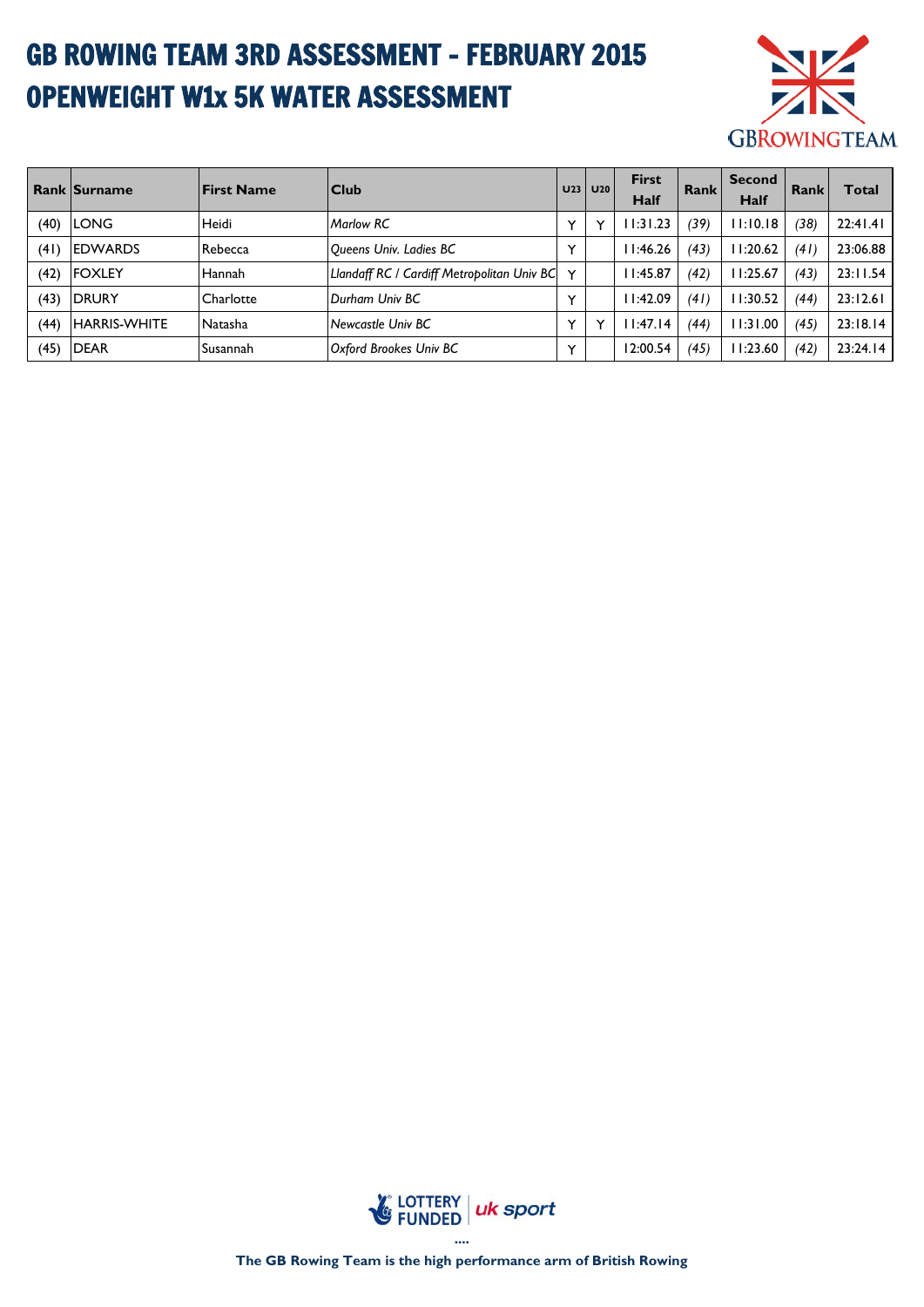# GB ROWING TEAM 3RD ASSESSMENT - FEBRUARY 2015
# OPENWEIGHT W1x 5K WATER ASSESSMENT

| Rank | Surname | First Name | Club | U23 | U20 | First Half | Rank | Second Half | Rank | Total |
|---|---|---|---|---|---|---|---|---|---|---|
| (40) | LONG | Heidi | *Marlow RC* | Y | Y | 11:31.23 | *(39)* | 11:10.18 | *(38)* | 22:41.41 |
| (41) | EDWARDS | Rebecca | *Queens Univ. Ladies BC* | Y | | 11:46.26 | *(43)* | 11:20.62 | *(41)* | 23:06.88 |
| (42) | FOXLEY | Hannah | *Llandaff RC / Cardiff Metropolitan Univ BC* | Y | | 11:45.87 | *(42)* | 11:25.67 | *(43)* | 23:11.54 |
| (43) | DRURY | Charlotte | *Durham Univ BC* | Y | | 11:42.09 | *(41)* | 11:30.52 | *(44)* | 23:12.61 |
| (44) | HARRIS-WHITE | Natasha | *Newcastle Univ BC* | Y | Y | 11:47.14 | *(44)* | 11:31.00 | *(45)* | 23:18.14 |
| (45) | DEAR | Susannah | *Oxford Brookes Univ BC* | Y | | 12:00.54 | *(45)* | 11:23.60 | *(42)* | 23:24.14 |

LOTTERY FUNDED | uk sport

**The GB Rowing Team is the high performance arm of British Rowing**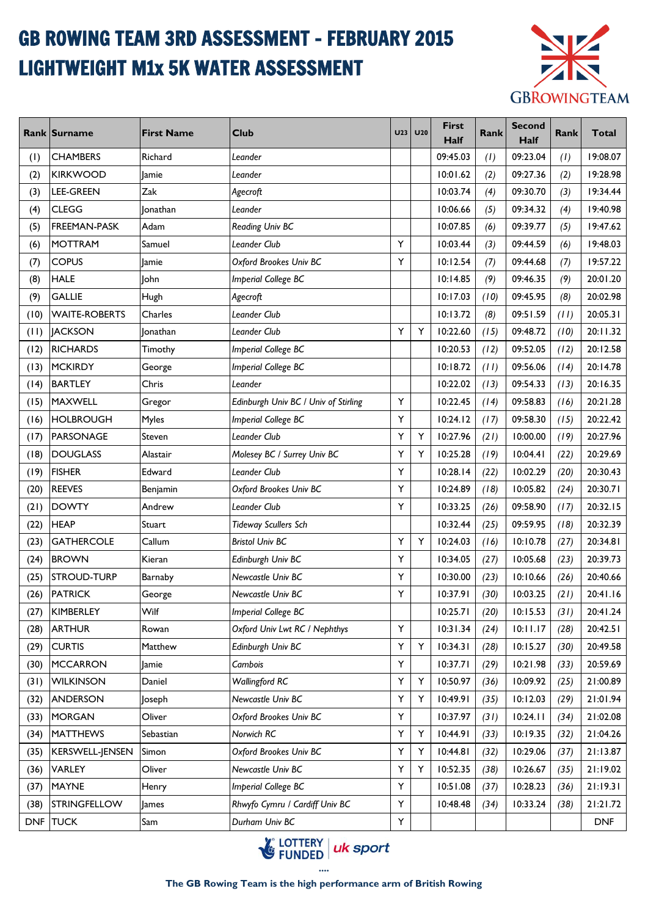# GB ROWING TEAM 3RD ASSESSMENT - FEBRUARY 2015
# LIGHTWEIGHT M1x 5K WATER ASSESSMENT

| Rank | Surname | First Name | Club | U23 | U20 | First Half | Rank | Second Half | Rank | Total |
|---|---|---|---|---|---|---|---|---|---|---|
| (1) | CHAMBERS | Richard | *Leander* | | | 09:45.03 | *(1)* | 09:23.04 | *(1)* | 19:08.07 |
| (2) | KIRKWOOD | Jamie | *Leander* | | | 10:01.62 | *(2)* | 09:27.36 | *(2)* | 19:28.98 |
| (3) | LEE-GREEN | Zak | *Agecroft* | | | 10:03.74 | *(4)* | 09:30.70 | *(3)* | 19:34.44 |
| (4) | CLEGG | Jonathan | *Leander* | | | 10:06.66 | *(5)* | 09:34.32 | *(4)* | 19:40.98 |
| (5) | FREEMAN-PASK | Adam | *Reading Univ BC* | | | 10:07.85 | *(6)* | 09:39.77 | *(5)* | 19:47.62 |
| (6) | MOTTRAM | Samuel | *Leander Club* | Y | | 10:03.44 | *(3)* | 09:44.59 | *(6)* | 19:48.03 |
| (7) | COPUS | Jamie | *Oxford Brookes Univ BC* | Y | | 10:12.54 | *(7)* | 09:44.68 | *(7)* | 19:57.22 |
| (8) | HALE | John | *Imperial College BC* | | | 10:14.85 | *(9)* | 09:46.35 | *(9)* | 20:01.20 |
| (9) | GALLIE | Hugh | *Agecroft* | | | 10:17.03 | *(10)* | 09:45.95 | *(8)* | 20:02.98 |
| (10) | WAITE-ROBERTS | Charles | *Leander Club* | | | 10:13.72 | *(8)* | 09:51.59 | *(11)* | 20:05.31 |
| (11) | JACKSON | Jonathan | *Leander Club* | Y | Y | 10:22.60 | *(15)* | 09:48.72 | *(10)* | 20:11.32 |
| (12) | RICHARDS | Timothy | *Imperial College BC* | | | 10:20.53 | *(12)* | 09:52.05 | *(12)* | 20:12.58 |
| (13) | MCKIRDY | George | *Imperial College BC* | | | 10:18.72 | *(11)* | 09:56.06 | *(14)* | 20:14.78 |
| (14) | BARTLEY | Chris | *Leander* | | | 10:22.02 | *(13)* | 09:54.33 | *(13)* | 20:16.35 |
| (15) | MAXWELL | Gregor | *Edinburgh Univ BC / Univ of Stirling* | Y | | 10:22.45 | *(14)* | 09:58.83 | *(16)* | 20:21.28 |
| (16) | HOLBROUGH | Myles | *Imperial College BC* | Y | | 10:24.12 | *(17)* | 09:58.30 | *(15)* | 20:22.42 |
| (17) | PARSONAGE | Steven | *Leander Club* | Y | Y | 10:27.96 | *(21)* | 10:00.00 | *(19)* | 20:27.96 |
| (18) | DOUGLASS | Alastair | *Molesey BC / Surrey Univ BC* | Y | Y | 10:25.28 | *(19)* | 10:04.41 | *(22)* | 20:29.69 |
| (19) | FISHER | Edward | *Leander Club* | Y | | 10:28.14 | *(22)* | 10:02.29 | *(20)* | 20:30.43 |
| (20) | REEVES | Benjamin | *Oxford Brookes Univ BC* | Y | | 10:24.89 | *(18)* | 10:05.82 | *(24)* | 20:30.71 |
| (21) | DOWTY | Andrew | *Leander Club* | Y | | 10:33.25 | *(26)* | 09:58.90 | *(17)* | 20:32.15 |
| (22) | HEAP | Stuart | *Tideway Scullers Sch* | | | 10:32.44 | *(25)* | 09:59.95 | *(18)* | 20:32.39 |
| (23) | GATHERCOLE | Callum | *Bristol Univ BC* | Y | Y | 10:24.03 | *(16)* | 10:10.78 | *(27)* | 20:34.81 |
| (24) | BROWN | Kieran | *Edinburgh Univ BC* | Y | | 10:34.05 | *(27)* | 10:05.68 | *(23)* | 20:39.73 |
| (25) | STROUD-TURP | Barnaby | *Newcastle Univ BC* | Y | | 10:30.00 | *(23)* | 10:10.66 | *(26)* | 20:40.66 |
| (26) | PATRICK | George | *Newcastle Univ BC* | Y | | 10:37.91 | *(30)* | 10:03.25 | *(21)* | 20:41.16 |
| (27) | KIMBERLEY | Wilf | *Imperial College BC* | | | 10:25.71 | *(20)* | 10:15.53 | *(31)* | 20:41.24 |
| (28) | ARTHUR | Rowan | *Oxford Univ Lwt RC / Nephthys* | Y | | 10:31.34 | *(24)* | 10:11.17 | *(28)* | 20:42.51 |
| (29) | CURTIS | Matthew | *Edinburgh Univ BC* | Y | Y | 10:34.31 | *(28)* | 10:15.27 | *(30)* | 20:49.58 |
| (30) | MCCARRON | Jamie | *Cambois* | Y | | 10:37.71 | *(29)* | 10:21.98 | *(33)* | 20:59.69 |
| (31) | WILKINSON | Daniel | *Wallingford RC* | Y | Y | 10:50.97 | *(36)* | 10:09.92 | *(25)* | 21:00.89 |
| (32) | ANDERSON | Joseph | *Newcastle Univ BC* | Y | Y | 10:49.91 | *(35)* | 10:12.03 | *(29)* | 21:01.94 |
| (33) | MORGAN | Oliver | *Oxford Brookes Univ BC* | Y | | 10:37.97 | *(31)* | 10:24.11 | *(34)* | 21:02.08 |
| (34) | MATTHEWS | Sebastian | *Norwich RC* | Y | Y | 10:44.91 | *(33)* | 10:19.35 | *(32)* | 21:04.26 |
| (35) | KERSWELL-JENSEN | Simon | *Oxford Brookes Univ BC* | Y | Y | 10:44.81 | *(32)* | 10:29.06 | *(37)* | 21:13.87 |
| (36) | VARLEY | Oliver | *Newcastle Univ BC* | Y | Y | 10:52.35 | *(38)* | 10:26.67 | *(35)* | 21:19.02 |
| (37) | MAYNE | Henry | *Imperial College BC* | Y | | 10:51.08 | *(37)* | 10:28.23 | *(36)* | 21:19.31 |
| (38) | STRINGFELLOW | James | *Rhwyfo Cymru / Cardiff Univ BC* | Y | | 10:48.48 | *(34)* | 10:33.24 | *(38)* | 21:21.72 |
| DNF | TUCK | Sam | *Durham Univ BC* | Y | | | | | | DNF |

LOTTERY FUNDED | uk sport

**The GB Rowing Team is the high performance arm of British Rowing**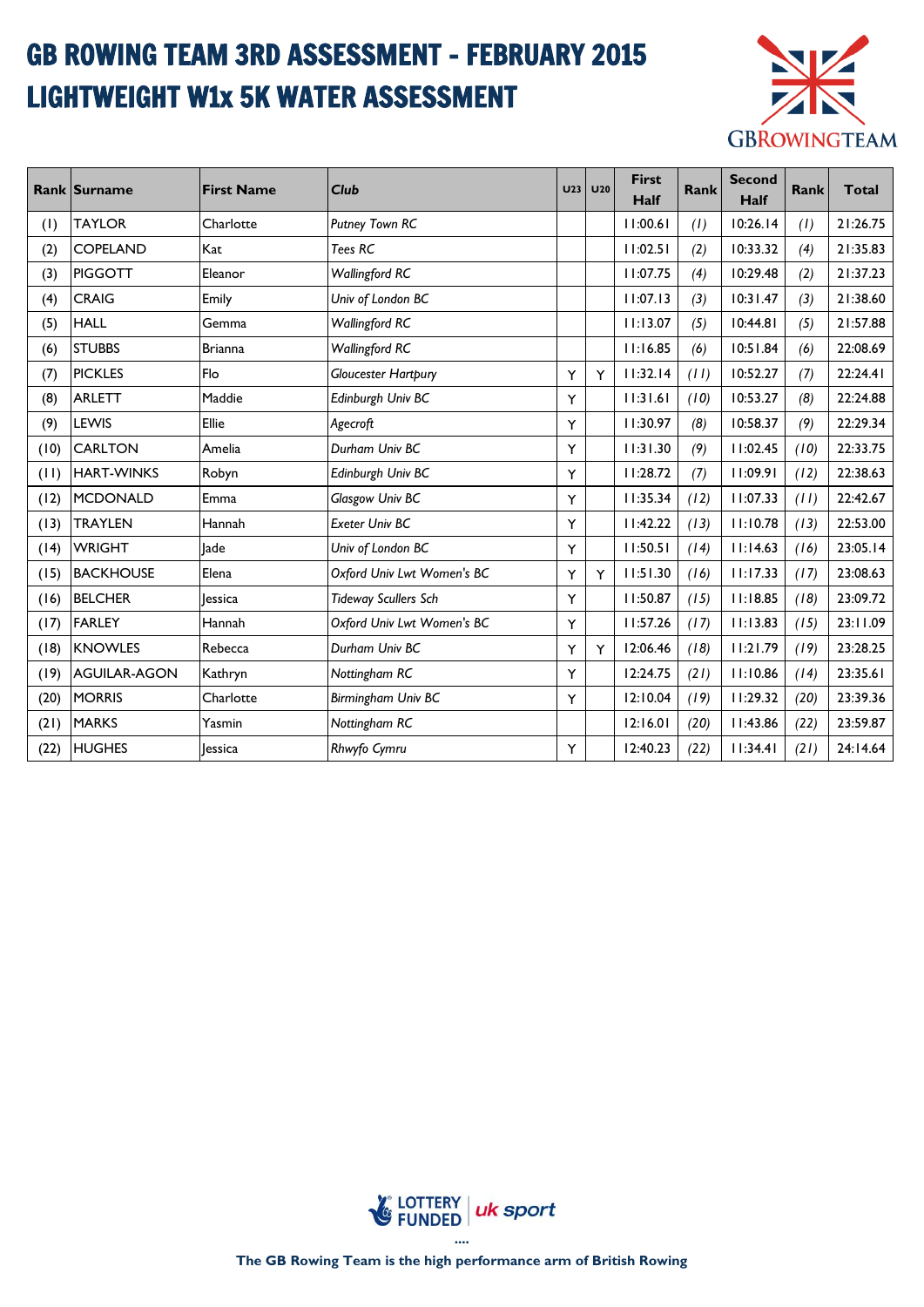# GB ROWING TEAM 3RD ASSESSMENT - FEBRUARY 2015
# LIGHTWEIGHT W1x 5K WATER ASSESSMENT

| Rank | Surname | First Name | Club | U23 | U20 | First Half | Rank | Second Half | Rank | Total |
|---|---|---|---|---|---|---|---|---|---|---|
| (1) | TAYLOR | Charlotte | *Putney Town RC* | | | 11:00.61 | *(1)* | 10:26.14 | *(1)* | 21:26.75 |
| (2) | COPELAND | Kat | *Tees RC* | | | 11:02.51 | *(2)* | 10:33.32 | *(4)* | 21:35.83 |
| (3) | PIGGOTT | Eleanor | *Wallingford RC* | | | 11:07.75 | *(4)* | 10:29.48 | *(2)* | 21:37.23 |
| (4) | CRAIG | Emily | *Univ of London BC* | | | 11:07.13 | *(3)* | 10:31.47 | *(3)* | 21:38.60 |
| (5) | HALL | Gemma | *Wallingford RC* | | | 11:13.07 | *(5)* | 10:44.81 | *(5)* | 21:57.88 |
| (6) | STUBBS | Brianna | *Wallingford RC* | | | 11:16.85 | *(6)* | 10:51.84 | *(6)* | 22:08.69 |
| (7) | PICKLES | Flo | *Gloucester Hartpury* | Y | Y | 11:32.14 | *(11)* | 10:52.27 | *(7)* | 22:24.41 |
| (8) | ARLETT | Maddie | *Edinburgh Univ BC* | Y | | 11:31.61 | *(10)* | 10:53.27 | *(8)* | 22:24.88 |
| (9) | LEWIS | Ellie | *Agecroft* | Y | | 11:30.97 | *(8)* | 10:58.37 | *(9)* | 22:29.34 |
| (10) | CARLTON | Amelia | *Durham Univ BC* | Y | | 11:31.30 | *(9)* | 11:02.45 | *(10)* | 22:33.75 |
| (11) | HART-WINKS | Robyn | *Edinburgh Univ BC* | Y | | 11:28.72 | *(7)* | 11:09.91 | *(12)* | 22:38.63 |
| (12) | MCDONALD | Emma | *Glasgow Univ BC* | Y | | 11:35.34 | *(12)* | 11:07.33 | *(11)* | 22:42.67 |
| (13) | TRAYLEN | Hannah | *Exeter Univ BC* | Y | | 11:42.22 | *(13)* | 11:10.78 | *(13)* | 22:53.00 |
| (14) | WRIGHT | Jade | *Univ of London BC* | Y | | 11:50.51 | *(14)* | 11:14.63 | *(16)* | 23:05.14 |
| (15) | BACKHOUSE | Elena | *Oxford Univ Lwt Women's BC* | Y | Y | 11:51.30 | *(16)* | 11:17.33 | *(17)* | 23:08.63 |
| (16) | BELCHER | Jessica | *Tideway Scullers Sch* | Y | | 11:50.87 | *(15)* | 11:18.85 | *(18)* | 23:09.72 |
| (17) | FARLEY | Hannah | *Oxford Univ Lwt Women's BC* | Y | | 11:57.26 | *(17)* | 11:13.83 | *(15)* | 23:11.09 |
| (18) | KNOWLES | Rebecca | *Durham Univ BC* | Y | Y | 12:06.46 | *(18)* | 11:21.79 | *(19)* | 23:28.25 |
| (19) | AGUILAR-AGON | Kathryn | *Nottingham RC* | Y | | 12:24.75 | *(21)* | 11:10.86 | *(14)* | 23:35.61 |
| (20) | MORRIS | Charlotte | *Birmingham Univ BC* | Y | | 12:10.04 | *(19)* | 11:29.32 | *(20)* | 23:39.36 |
| (21) | MARKS | Yasmin | *Nottingham RC* | | | 12:16.01 | *(20)* | 11:43.86 | *(22)* | 23:59.87 |
| (22) | HUGHES | Jessica | *Rhwyfo Cymru* | Y | | 12:40.23 | *(22)* | 11:34.41 | *(21)* | 24:14.64 |

LOTTERY FUNDED | uk sport

The GB Rowing Team is the high performance arm of British Rowing